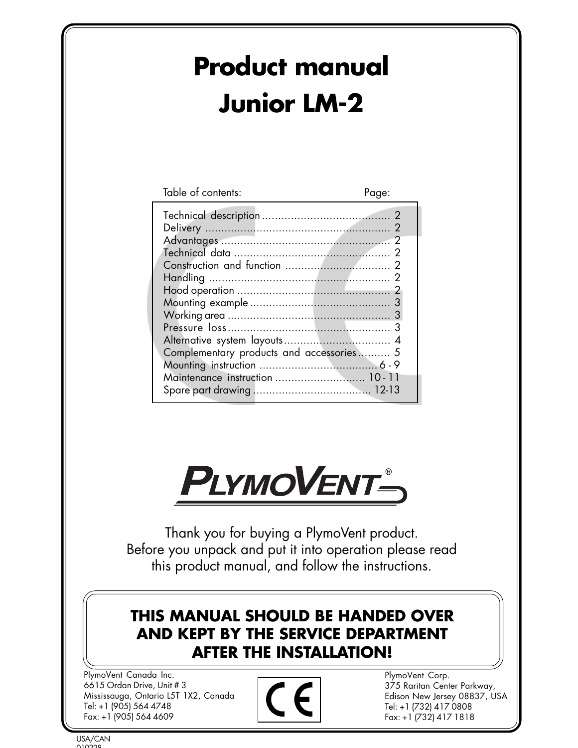# Product manual
# Junior LM-2

| Table of contents: | Page: |
|---|---|
| Technical description | 2 |
| Delivery | 2 |
| Advantages | 2 |
| Technical data | 2 |
| Construction and function | 2 |
| Handling | 2 |
| Hood operation | 2 |
| Mounting example | 3 |
| Working area | 3 |
| Pressure loss | 3 |
| Alternative system layouts | 4 |
| Complementary products and accessories | 5 |
| Mounting instruction | 6 - 9 |
| Maintenance instruction | 10 - 11 |
| Spare part drawing | 12-13 |

PLYMOVENT®

Thank you for buying a PlymoVent product.
Before you unpack and put it into operation please read this product manual, and follow the instructions.

**THIS MANUAL SHOULD BE HANDED OVER AND KEPT BY THE SERVICE DEPARTMENT AFTER THE INSTALLATION!**

PlymoVent Canada Inc.
6615 Ordan Drive, Unit # 3
Mississauga, Ontario L5T 1X2, Canada
Tel: +1 (905) 564 4748
Fax: +1 (905) 564 4609

CE

PlymoVent Corp.
375 Raritan Center Parkway,
Edison New Jersey 08837, USA
Tel: +1 (732) 417 0808
Fax: +1 (732) 417 1818

USA/CAN
010228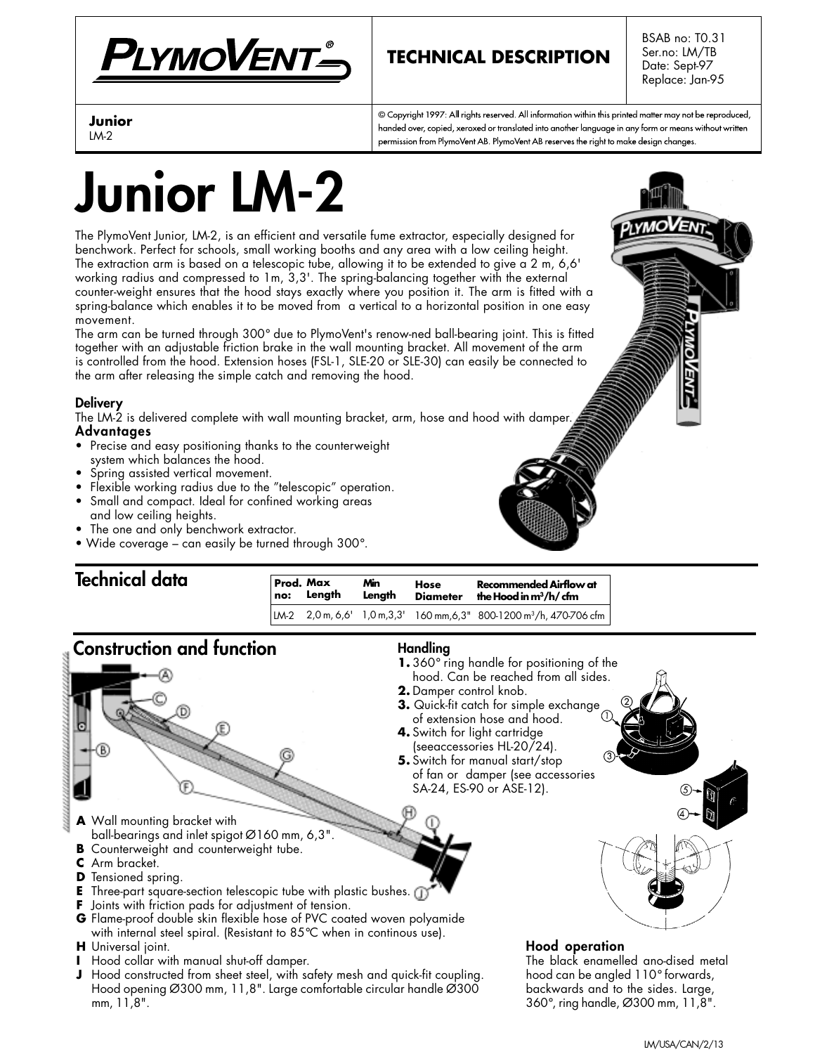**Junior**
LM-2

© Copyright 1997: All rights reserved. All information within this printed matter may not be reproduced, handed over, copied, xeroxed or translated into another language in any form or means without written permission from PlymoVent AB. PlymoVent AB reserves the right to make design changes.

# Junior LM-2

The PlymoVent Junior, LM-2, is an efficient and versatile fume extractor, especially designed for benchwork. Perfect for schools, small working booths and any area with a low ceiling height. The extraction arm is based on a telescopic tube, allowing it to be extended to give a 2 m, 6,6' working radius and compressed to 1m, 3,3'. The spring-balancing together with the external counter-weight ensures that the hood stays exactly where you position it. The arm is fitted with a spring-balance which enables it to be moved from a vertical to a horizontal position in one easy movement.
The arm can be turned through 300° due to PlymoVent's renow-ned ball-bearing joint. This is fitted together with an adjustable friction brake in the wall mounting bracket. All movement of the arm is controlled from the hood. Extension hoses (FSL-1, SLE-20 or SLE-30) can easily be connected to the arm after releasing the simple catch and removing the hood.

### Delivery

The LM-2 is delivered complete with wall mounting bracket, arm, hose and hood with damper.

### Advantages

- Precise and easy positioning thanks to the counterweight system which balances the hood.
- Spring assisted vertical movement.
- Flexible working radius due to the "telescopic" operation.
- Small and compact. Ideal for confined working areas and low ceiling heights.
- The one and only benchwork extractor.
- Wide coverage – can easily be turned through 300°.

## Technical data

| Prod. no: | Max Length | Min Length | Hose Diameter | Recommended Airflow at the Hood in m³/h/ cfm |
|---|---|---|---|---|
| LM-2 | 2,0 m, 6,6' | 1,0 m,3,3' | 160 mm,6,3" | 800-1200 m³/h, 470-706 cfm |

## Construction and function

- **A** Wall mounting bracket with ball-bearings and inlet spigot Ø160 mm, 6,3".
- **B** Counterweight and counterweight tube.
- **C** Arm bracket.
- **D** Tensioned spring.
- **E** Three-part square-section telescopic tube with plastic bushes.
- **F** Joints with friction pads for adjustment of tension.
- **G** Flame-proof double skin flexible hose of PVC coated woven polyamide with internal steel spiral. (Resistant to 85°C when in continous use).
- **H** Universal joint.
- **I** Hood collar with manual shut-off damper.
- **J** Hood constructed from sheet steel, with safety mesh and quick-fit coupling. Hood opening Ø300 mm, 11,8". Large comfortable circular handle Ø300 mm, 11,8".

### Handling

1. 360° ring handle for positioning of the hood. Can be reached from all sides.
2. Damper control knob.
3. Quick-fit catch for simple exchange of extension hose and hood.
4. Switch for light cartridge (seeaccessories HL-20/24).
5. Switch for manual start/stop of fan or damper (see accessories SA-24, ES-90 or ASE-12).

### Hood operation

The black enamelled ano-dised metal hood can be angled 110° forwards, backwards and to the sides. Large, 360°, ring handle, Ø300 mm, 11,8".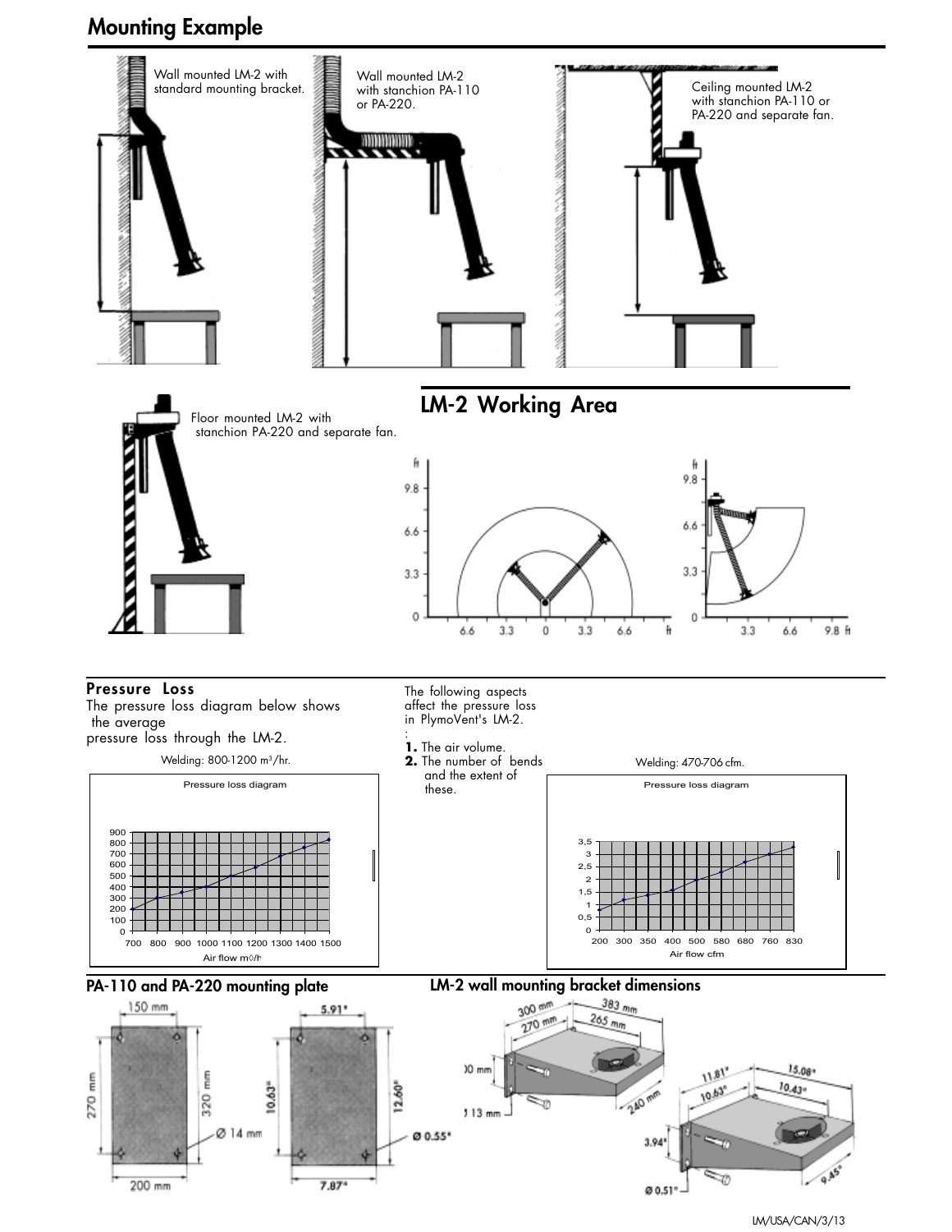# Mounting Example

Wall mounted LM-2 with standard mounting bracket.

Wall mounted LM-2 with stanchion PA-110 or PA-220.

Ceiling mounted LM-2 with stanchion PA-110 or PA-220 and separate fan.

Floor mounted LM-2 with stanchion PA-220 and separate fan.

## LM-2 Working Area

### Pressure Loss

The pressure loss diagram below shows the average pressure loss through the LM-2.

Welding: 800-1200 m³/hr.

Pressure loss diagram

Air flow m³/h

The following aspects affect the pressure loss in PlymoVent's LM-2.

1. The air volume.
2. The number of bends and the extent of these.

Welding: 470-706 cfm.

Pressure loss diagram

Air flow cfm

## PA-110 and PA-220 mounting plate

## LM-2 wall mounting bracket dimensions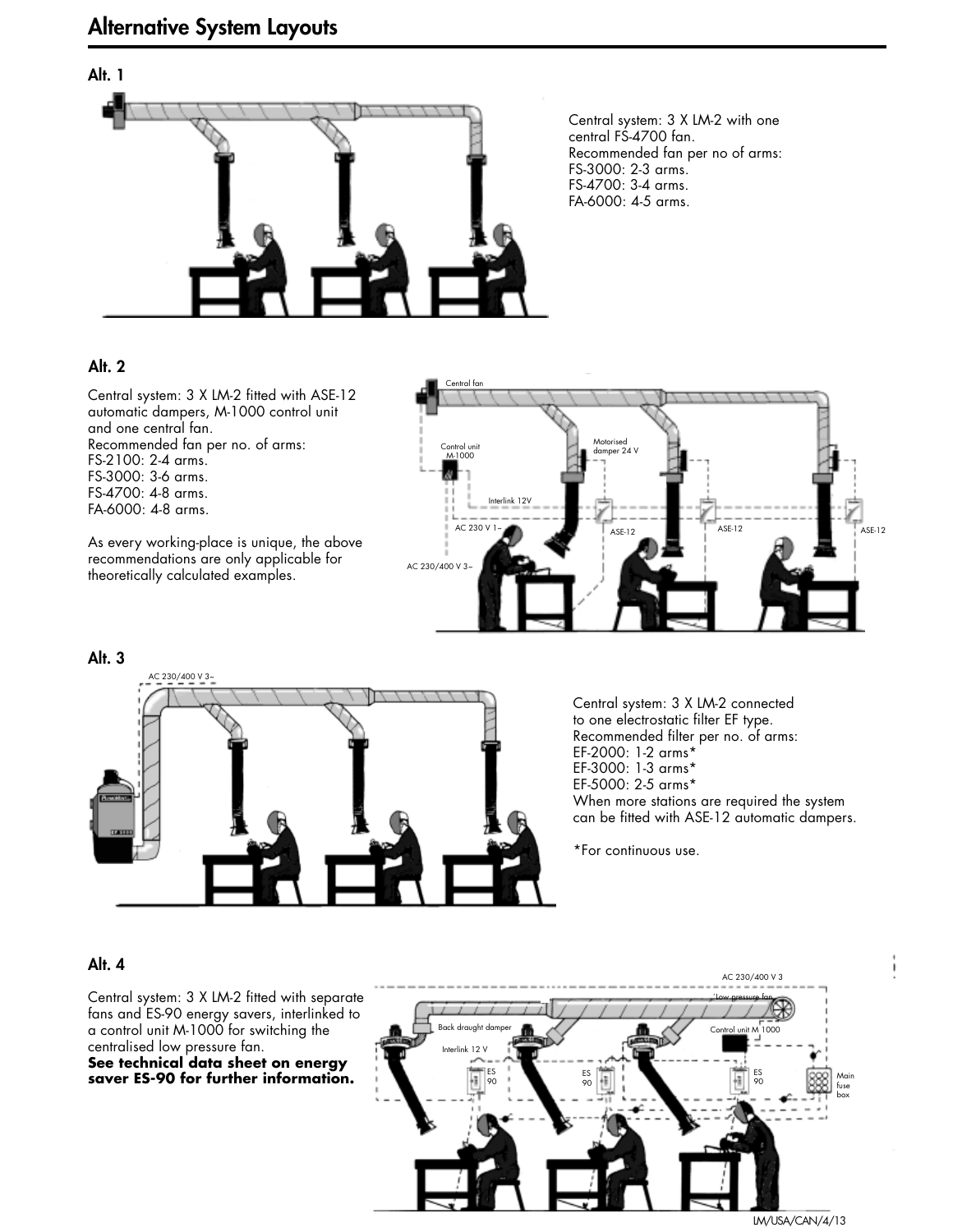# Alternative System Layouts

## Alt. 1

Central system: 3 X LM-2 with one central FS-4700 fan.
Recommended fan per no of arms:
FS-3000: 2-3 arms.
FS-4700: 3-4 arms.
FA-6000: 4-5 arms.

## Alt. 2

Central system: 3 X LM-2 fitted with ASE-12 automatic dampers, M-1000 control unit and one central fan.
Recommended fan per no. of arms:
FS-2100: 2-4 arms.
FS-3000: 3-6 arms.
FS-4700: 4-8 arms.
FA-6000: 4-8 arms.

As every working-place is unique, the above recommendations are only applicable for theoretically calculated examples.

## Alt. 3

Central system: 3 X LM-2 connected to one electrostatic filter EF type.
Recommended filter per no. of arms:
EF-2000: 1-2 arms*
EF-3000: 1-3 arms*
EF-5000: 2-5 arms*
When more stations are required the system can be fitted with ASE-12 automatic dampers.

*For continuous use.

## Alt. 4

Central system: 3 X LM-2 fitted with separate fans and ES-90 energy savers, interlinked to a control unit M-1000 for switching the centralised low pressure fan.
**See technical data sheet on energy saver ES-90 for further information.**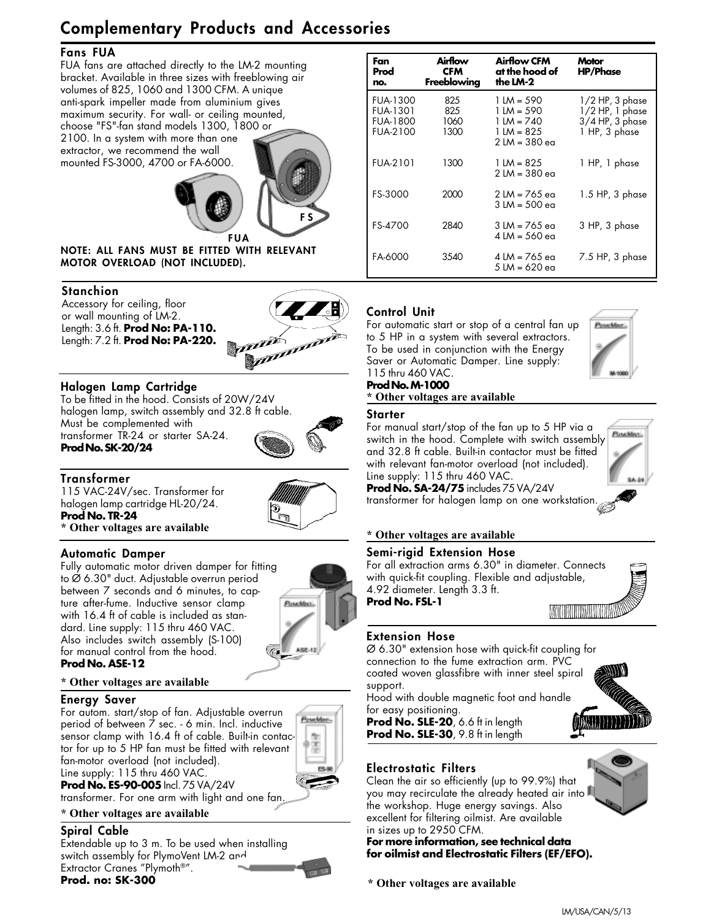# Complementary Products and Accessories

## Fans FUA

FUA fans are attached directly to the LM-2 mounting bracket. Available in three sizes with freeblowing air volumes of 825, 1060 and 1300 CFM. A unique anti-spark impeller made from aluminium gives maximum security. For wall- or ceiling mounted, choose "FS"-fan stand models 1300, 1800 or 2100. In a system with more than one extractor, we recommend the wall mounted FS-3000, 4700 or FA-6000.

FS

FUA

**NOTE: ALL FANS MUST BE FITTED WITH RELEVANT MOTOR OVERLOAD (NOT INCLUDED).**

| Fan Prod no. | Airflow CFM Freeblowing | Airflow CFM at the hood of the LM-2 | Motor HP/Phase |
|---|---|---|---|
| FUA-1300 | 825 | 1 LM = 590 | 1/2 HP, 3 phase |
| FUA-1301 | 825 | 1 LM = 590 | 1/2 HP, 1 phase |
| FUA-1800 | 1060 | 1 LM = 740 | 3/4 HP, 3 phase |
| FUA-2100 | 1300 | 1 LM = 825<br>2 LM = 380 ea | 1 HP, 3 phase |
| FUA-2101 | 1300 | 1 LM = 825<br>2 LM = 380 ea | 1 HP, 1 phase |
| FS-3000 | 2000 | 2 LM = 765 ea<br>3 LM = 500 ea | 1.5 HP, 3 phase |
| FS-4700 | 2840 | 3 LM = 765 ea<br>4 LM = 560 ea | 3 HP, 3 phase |
| FA-6000 | 3540 | 4 LM = 765 ea<br>5 LM = 620 ea | 7.5 HP, 3 phase |

## Stanchion

Accessory for ceiling, floor or wall mounting of LM-2.
Length: 3.6 ft. **Prod No: PA-110.**
Length: 7.2 ft. **Prod No: PA-220.**

## Halogen Lamp Cartridge

To be fitted in the hood. Consists of 20W/24V halogen lamp, switch assembly and 32.8 ft cable. Must be complemented with transformer TR-24 or starter SA-24.
**Prod No. SK-20/24**

## Transformer

115 VAC-24V/sec. Transformer for halogen lamp cartridge HL-20/24.
**Prod No. TR-24**
**\* Other voltages are available**

## Automatic Damper

Fully automatic motor driven damper for fitting to Ø 6.30" duct. Adjustable overrun period between 7 seconds and 6 minutes, to capture after-fume. Inductive sensor clamp with 16.4 ft of cable is included as standard. Line supply: 115 thru 460 VAC. Also includes switch assembly (S-100) for manual control from the hood.
**Prod No. ASE-12**

**\* Other voltages are available**

## Energy Saver

For autom. start/stop of fan. Adjustable overrun period of between 7 sec. - 6 min. Incl. inductive sensor clamp with 16.4 ft of cable. Built-in contactor for up to 5 HP fan must be fitted with relevant fan-motor overload (not included).
Line supply: 115 thru 460 VAC.
**Prod No. ES-90-005** Incl. 75 VA/24V transformer. For one arm with light and one fan.

**\* Other voltages are available**

## Spiral Cable

Extendable up to 3 m. To be used when installing switch assembly for PlymoVent LM-2 and Extractor Cranes "Plymoth®".
**Prod. no: SK-300**

## Control Unit

For automatic start or stop of a central fan up to 5 HP in a system with several extractors. To be used in conjunction with the Energy Saver or Automatic Damper. Line supply: 115 thru 460 VAC.
**Prod No. M-1000**
**\* Other voltages are available**

## Starter

For manual start/stop of the fan up to 5 HP via a switch in the hood. Complete with switch assembly and 32.8 ft cable. Built-in contactor must be fitted with relevant fan-motor overload (not included).
Line supply: 115 thru 460 VAC.
**Prod No. SA-24/75** includes 75 VA/24V transformer for halogen lamp on one workstation.

**\* Other voltages are available**

## Semi-rigid Extension Hose

For all extraction arms 6.30" in diameter. Connects with quick-fit coupling. Flexible and adjustable, 4.92 diameter. Length 3.3 ft.
**Prod No. FSL-1**

## Extension Hose

Ø 6.30" extension hose with quick-fit coupling for connection to the fume extraction arm. PVC coated woven glassfibre with inner steel spiral support.
Hood with double magnetic foot and handle for easy positioning.
**Prod No. SLE-20**, 6.6 ft in length
**Prod No. SLE-30**, 9.8 ft in length

## Electrostatic Filters

Clean the air so efficiently (up to 99.9%) that you may recirculate the already heated air into the workshop. Huge energy savings. Also excellent for filtering oilmist. Are available in sizes up to 2950 CFM.
**For more information, see technical data for oilmist and Electrostatic Filters (EF/EFO).**

**\* Other voltages are available**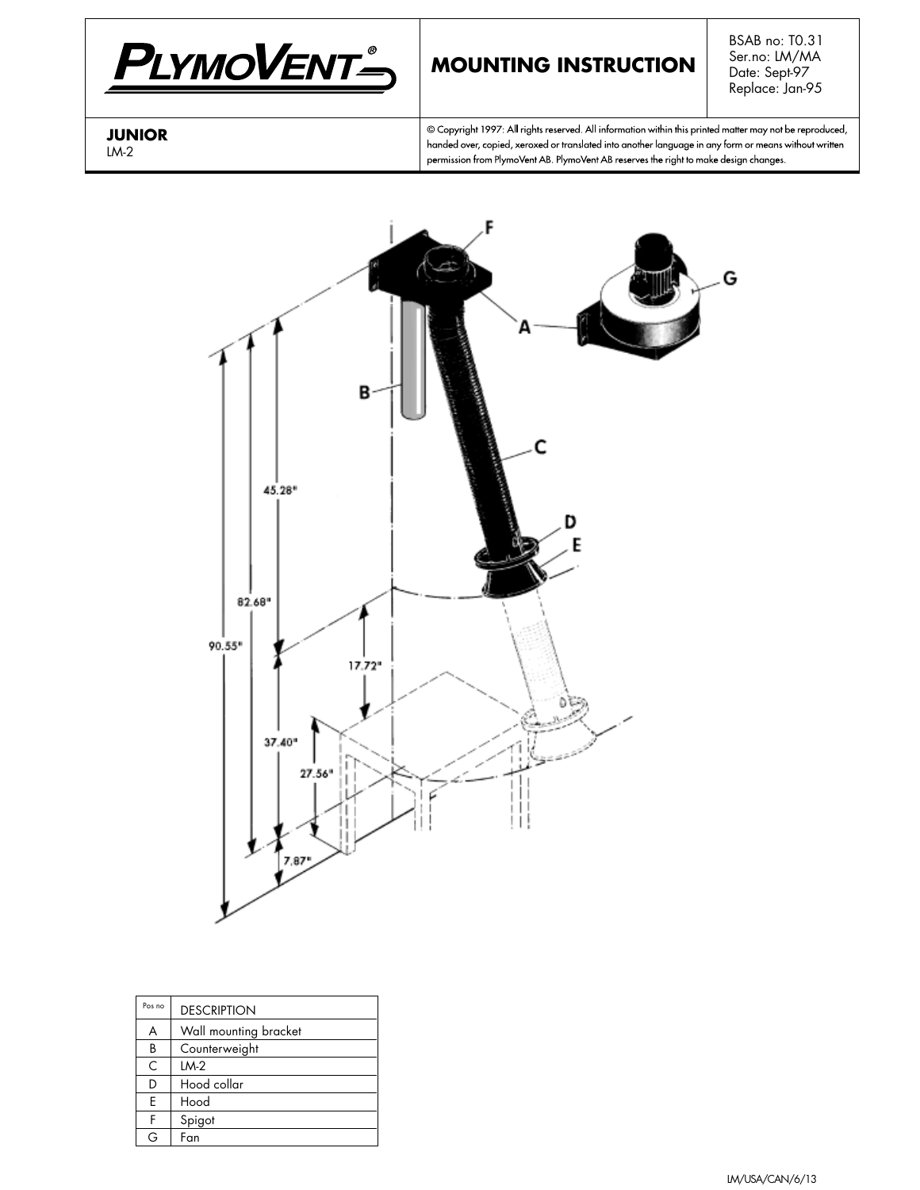# PLYMOVENT

## MOUNTING INSTRUCTION

BSAB no: T0.31
Ser.no: LM/MA
Date: Sept-97
Replace: Jan-95

**JUNIOR**
LM-2

© Copyright 1997: All rights reserved. All information within this printed matter may not be reproduced, handed over, copied, xeroxed or translated into another language in any form or means without written permission from PlymoVent AB. PlymoVent AB reserves the right to make design changes.

F
G
A
B
C
D
E
45.28"
82.68"
90.55"
17.72"
37.40"
27.56"
7.87"

| Pos no | DESCRIPTION |
|---|---|
| A | Wall mounting bracket |
| B | Counterweight |
| C | LM-2 |
| D | Hood collar |
| E | Hood |
| F | Spigot |
| G | Fan |

LM/USA/CAN/6/13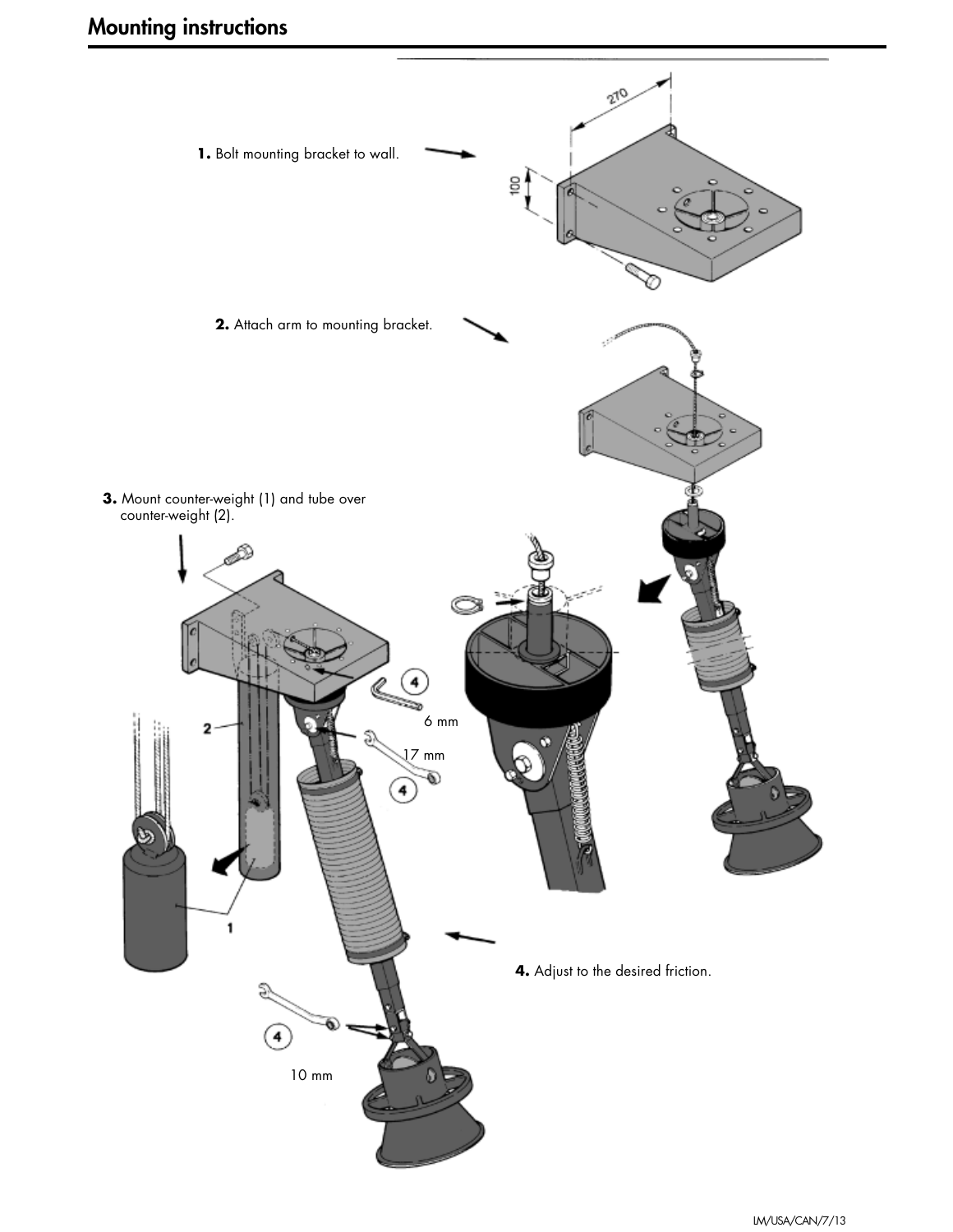# Mounting instructions

**1.** Bolt mounting bracket to wall.

270

100

**2.** Attach arm to mounting bracket.

**3.** Mount counter-weight (1) and tube over counter-weight (2).

2

1

4

6 mm

17 mm

4

4

10 mm

**4.** Adjust to the desired friction.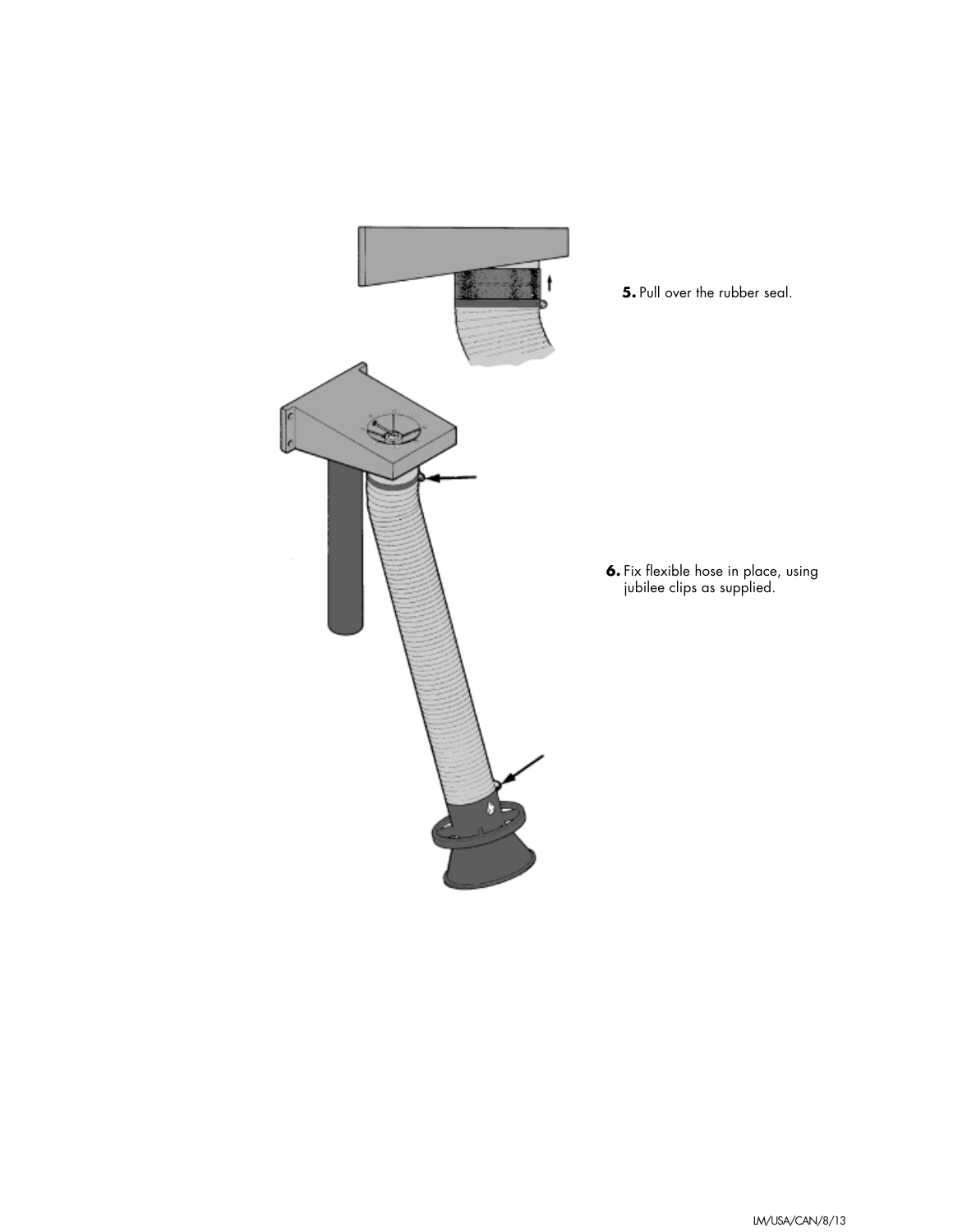**5.** Pull over the rubber seal.

**6.** Fix flexible hose in place, using jubilee clips as supplied.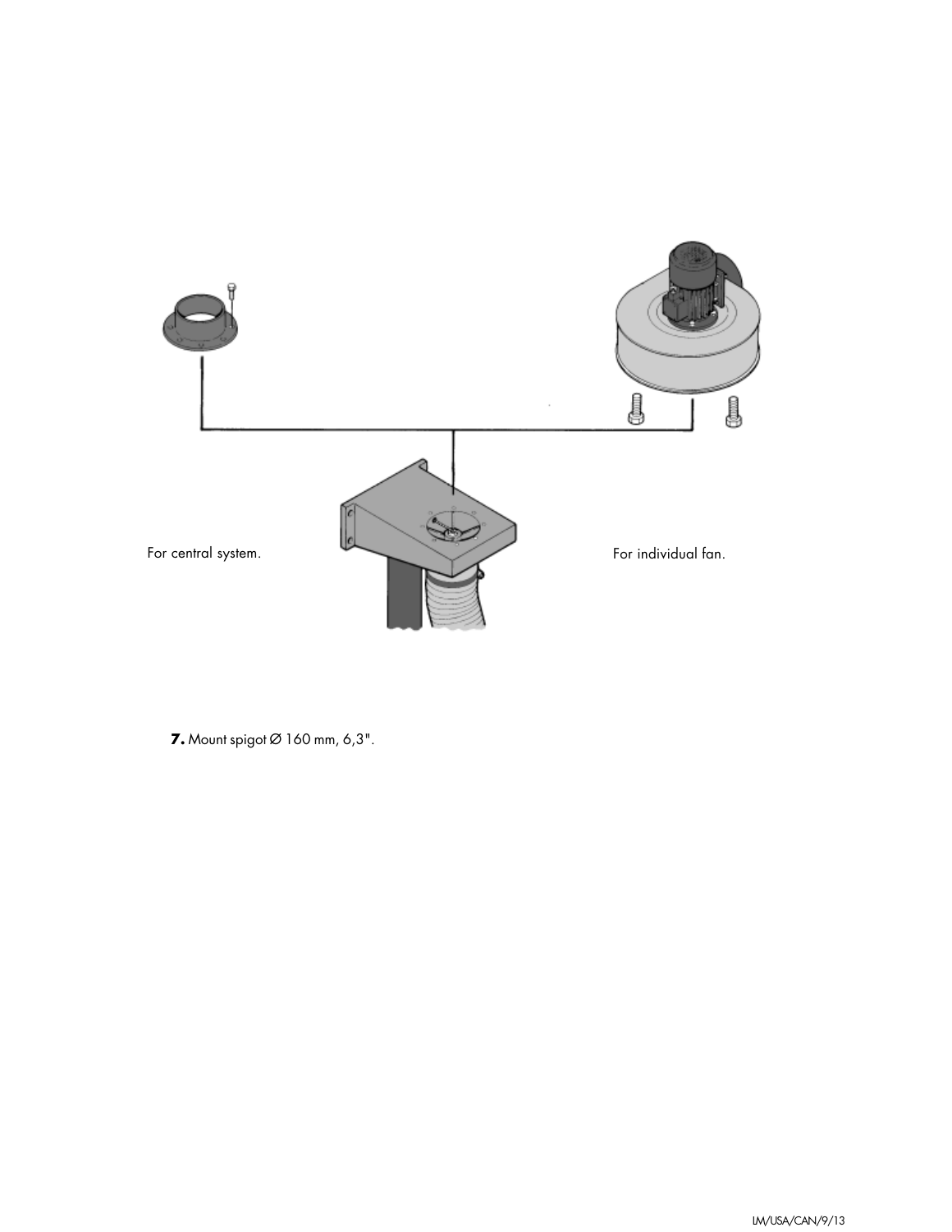For central system.

For individual fan.

**7.** Mount spigot Ø 160 mm, 6,3".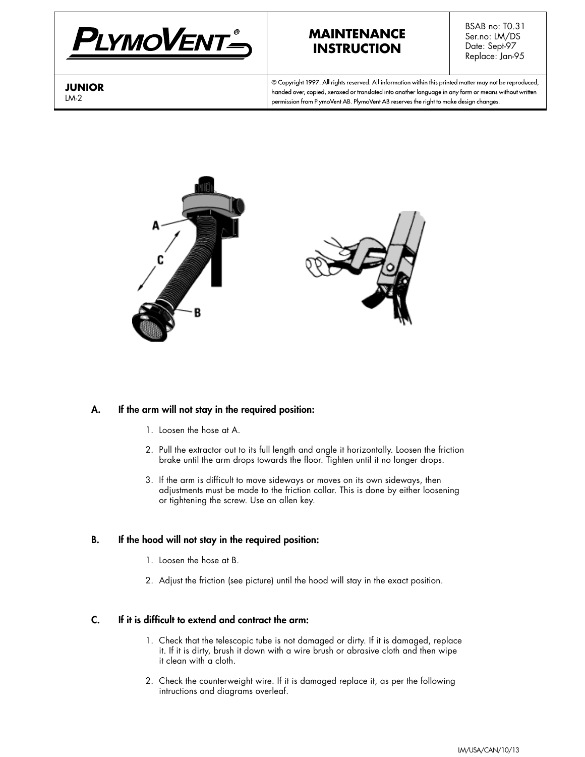| **PLYMOVENT** | **MAINTENANCE INSTRUCTION** | BSAB no: T0.31<br>Ser.no: LM/DS<br>Date: Sept-97<br>Replace: Jan-95 |
|---|---|---|
| **JUNIOR**<br>LM-2 | © Copyright 1997: All rights reserved. All information within this printed matter may not be reproduced, handed over, copied, xeroxed or translated into another language in any form or means without written permission from PlymoVent AB. PlymoVent AB reserves the right to make design changes. | |

## A. If the arm will not stay in the required position:

1. Loosen the hose at A.
2. Pull the extractor out to its full length and angle it horizontally. Loosen the friction brake until the arm drops towards the floor. Tighten until it no longer drops.
3. If the arm is difficult to move sideways or moves on its own sideways, then adjustments must be made to the friction collar. This is done by either loosening or tightening the screw. Use an allen key.

## B. If the hood will not stay in the required position:

1. Loosen the hose at B.
2. Adjust the friction (see picture) until the hood will stay in the exact position.

## C. If it is difficult to extend and contract the arm:

1. Check that the telescopic tube is not damaged or dirty. If it is damaged, replace it. If it is dirty, brush it down with a wire brush or abrasive cloth and then wipe it clean with a cloth.
2. Check the counterweight wire. If it is damaged replace it, as per the following intructions and diagrams overleaf.

LM/USA/CAN/10/13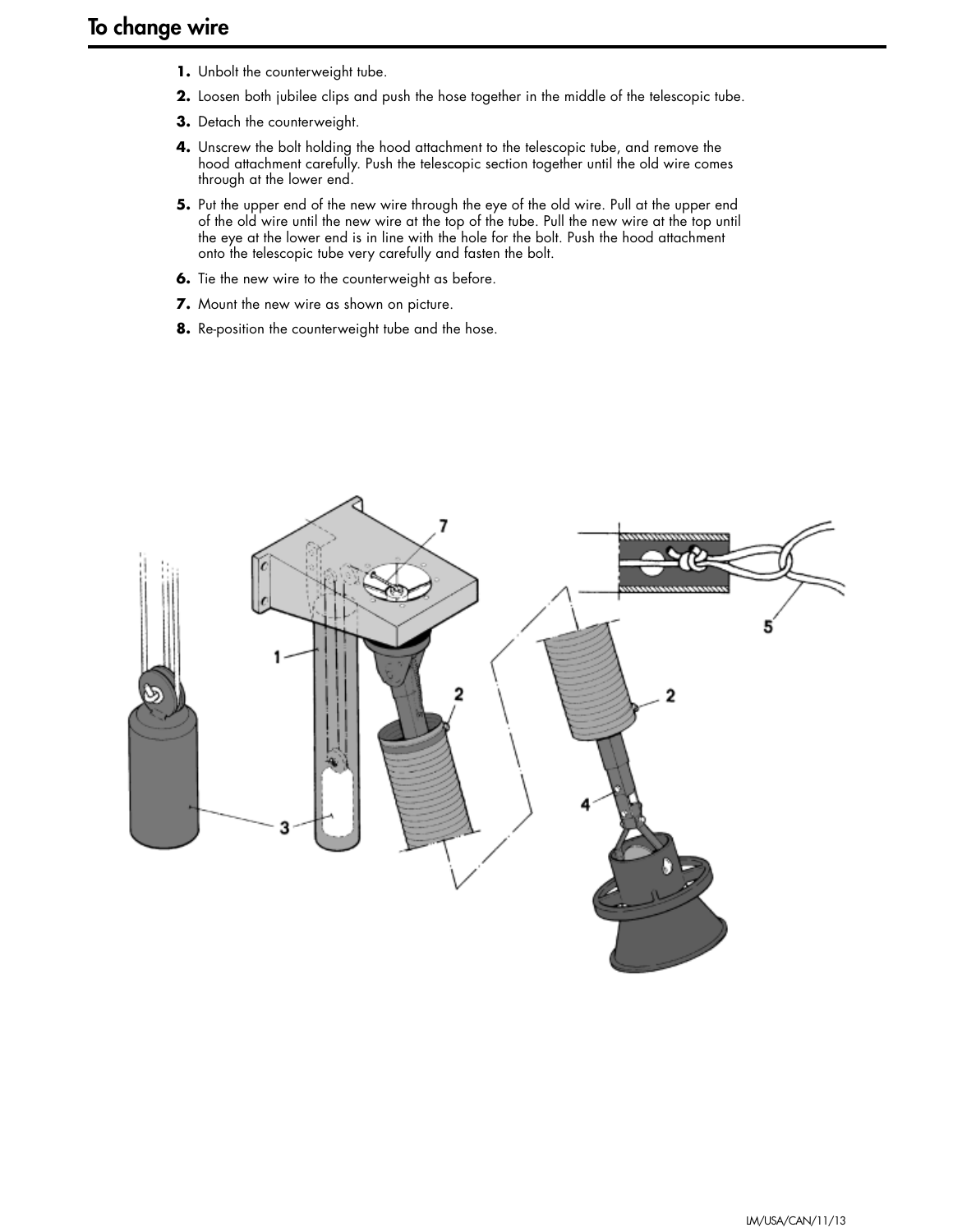# To change wire

1. Unbolt the counterweight tube.
2. Loosen both jubilee clips and push the hose together in the middle of the telescopic tube.
3. Detach the counterweight.
4. Unscrew the bolt holding the hood attachment to the telescopic tube, and remove the hood attachment carefully. Push the telescopic section together until the old wire comes through at the lower end.
5. Put the upper end of the new wire through the eye of the old wire. Pull at the upper end of the old wire until the new wire at the top of the tube. Pull the new wire at the top until the eye at the lower end is in line with the hole for the bolt. Push the hood attachment onto the telescopic tube very carefully and fasten the bolt.
6. Tie the new wire to the counterweight as before.
7. Mount the new wire as shown on picture.
8. Re-position the counterweight tube and the hose.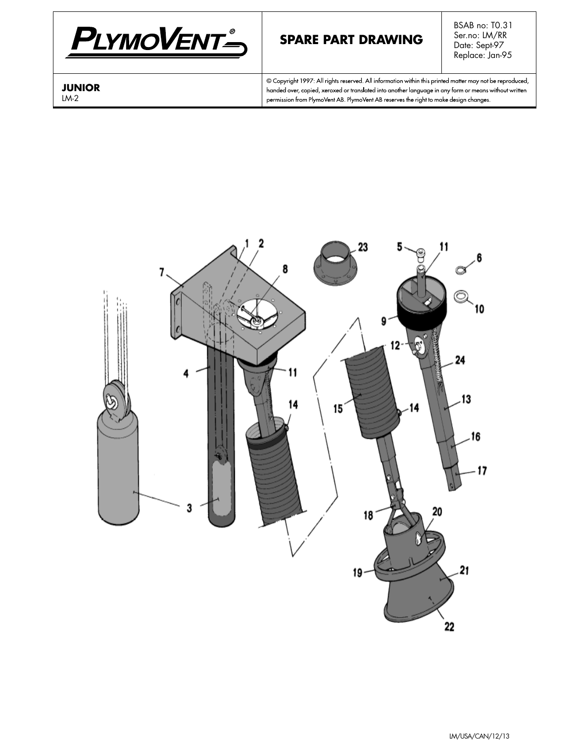| PlymoVent® | SPARE PART DRAWING | BSAB no: T0.31<br>Ser.no: LM/RR<br>Date: Sept-97<br>Replace: Jan-95 |
|---|---|---|
| **JUNIOR**<br>LM-2 | © Copyright 1997: All rights reserved. All information within this printed matter may not be reproduced, handed over, copied, xeroxed or translated into another language in any form or means without written permission from PlymoVent AB. PlymoVent AB reserves the right to make design changes. | |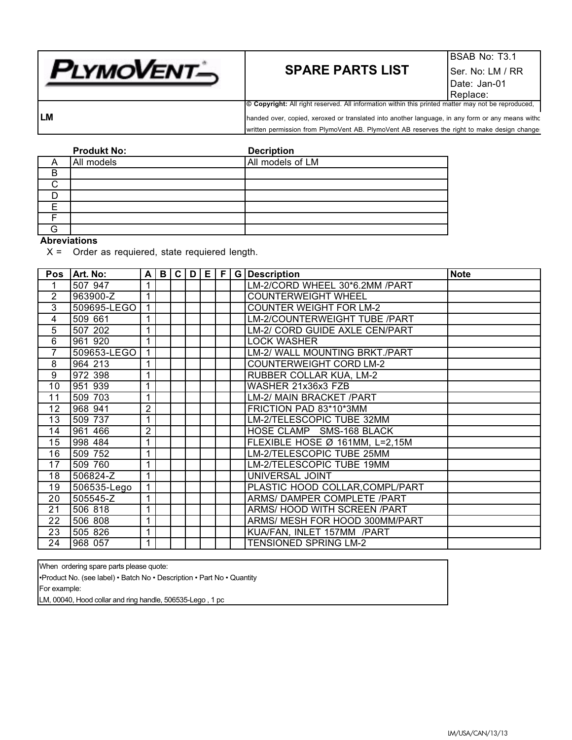| PLYMOVENT | SPARE PARTS LIST | BSAB No: T3.1<br>Ser. No: LM / RR<br>Date: Jan-01<br>Replace: |
|---|---|---|
| LM | **© Copyright:** All right reserved. All information within this printed matter may not be reproduced, handed over, copied, xeroxed or translated into another language, in any form or any means withc written permission from PlymoVent AB. PlymoVent AB reserves the right to make design change: | |

| | Produkt No: | Decription |
|---|---|---|
| A | All models | All models of LM |
| B | | |
| C | | |
| D | | |
| E | | |
| F | | |
| G | | |

**Abreviations**

X = Order as requiered, state requiered length.

| Pos | Art. No: | A | B | C | D | E | F | G | Description | Note |
|---|---|---|---|---|---|---|---|---|---|---|
| 1 | 507 947 | 1 | | | | | | | LM-2/CORD WHEEL 30*6.2MM /PART | |
| 2 | 963900-Z | 1 | | | | | | | COUNTERWEIGHT WHEEL | |
| 3 | 509695-LEGO | 1 | | | | | | | COUNTER WEIGHT FOR LM-2 | |
| 4 | 509 661 | 1 | | | | | | | LM-2/COUNTERWEIGHT TUBE /PART | |
| 5 | 507 202 | 1 | | | | | | | LM-2/ CORD GUIDE AXLE CEN/PART | |
| 6 | 961 920 | 1 | | | | | | | LOCK WASHER | |
| 7 | 509653-LEGO | 1 | | | | | | | LM-2/ WALL MOUNTING BRKT./PART | |
| 8 | 964 213 | 1 | | | | | | | COUNTERWEIGHT CORD LM-2 | |
| 9 | 972 398 | 1 | | | | | | | RUBBER COLLAR KUA, LM-2 | |
| 10 | 951 939 | 1 | | | | | | | WASHER 21x36x3 FZB | |
| 11 | 509 703 | 1 | | | | | | | LM-2/ MAIN BRACKET /PART | |
| 12 | 968 941 | 2 | | | | | | | FRICTION PAD 83*10*3MM | |
| 13 | 509 737 | 1 | | | | | | | LM-2/TELESCOPIC TUBE 32MM | |
| 14 | 961 466 | 2 | | | | | | | HOSE CLAMP SMS-168 BLACK | |
| 15 | 998 484 | 1 | | | | | | | FLEXIBLE HOSE Ø 161MM, L=2,15M | |
| 16 | 509 752 | 1 | | | | | | | LM-2/TELESCOPIC TUBE 25MM | |
| 17 | 509 760 | 1 | | | | | | | LM-2/TELESCOPIC TUBE 19MM | |
| 18 | 506824-Z | 1 | | | | | | | UNIVERSAL JOINT | |
| 19 | 506535-Lego | 1 | | | | | | | PLASTIC HOOD COLLAR,COMPL/PART | |
| 20 | 505545-Z | 1 | | | | | | | ARMS/ DAMPER COMPLETE /PART | |
| 21 | 506 818 | 1 | | | | | | | ARMS/ HOOD WITH SCREEN /PART | |
| 22 | 506 808 | 1 | | | | | | | ARMS/ MESH FOR HOOD 300MM/PART | |
| 23 | 505 826 | 1 | | | | | | | KUA/FAN, INLET 157MM /PART | |
| 24 | 968 057 | 1 | | | | | | | TENSIONED SPRING LM-2 | |

When ordering spare parts please quote:

•Product No. (see label) • Batch No • Description • Part No • Quantity

For example:

LM, 00040, Hood collar and ring handle, 506535-Lego , 1 pc